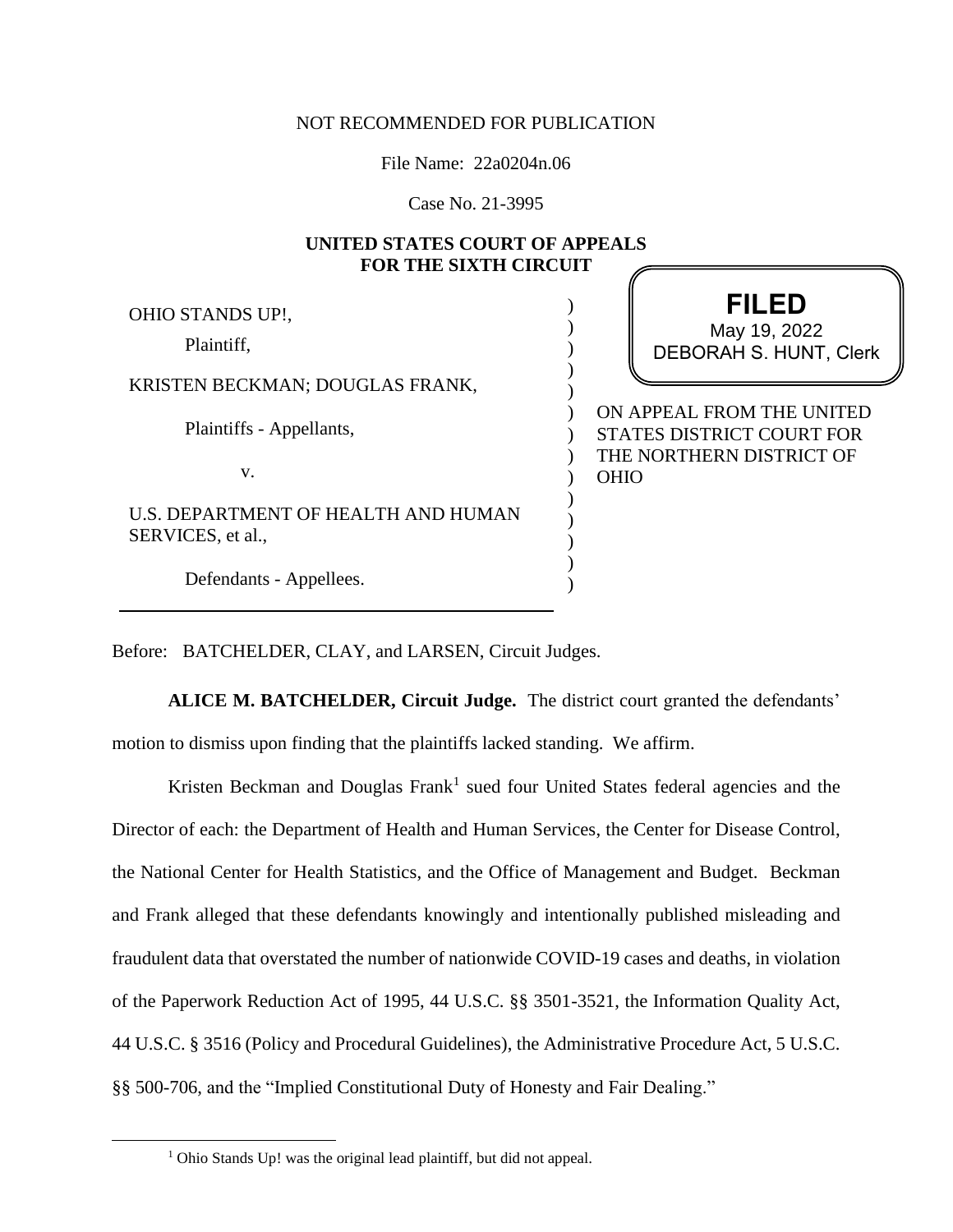NOT RECOMMENDED FOR PUBLICATION

File Name: 22a0204n.06

Case No. 21-3995

**UNITED STATES COURT OF APPEALS**
**FOR THE SIXTH CIRCUIT**

OHIO STANDS UP!,

Plaintiff,

KRISTEN BECKMAN; DOUGLAS FRANK,

Plaintiffs - Appellants,

v.

U.S. DEPARTMENT OF HEALTH AND HUMAN SERVICES, et al.,

Defendants - Appellees.

**FILED**
May 19, 2022
DEBORAH S. HUNT, Clerk

ON APPEAL FROM THE UNITED STATES DISTRICT COURT FOR THE NORTHERN DISTRICT OF OHIO

Before: BATCHELDER, CLAY, and LARSEN, Circuit Judges.

**ALICE M. BATCHELDER, Circuit Judge.** The district court granted the defendants' motion to dismiss upon finding that the plaintiffs lacked standing. We affirm.

Kristen Beckman and Douglas Frank[1] sued four United States federal agencies and the Director of each: the Department of Health and Human Services, the Center for Disease Control, the National Center for Health Statistics, and the Office of Management and Budget. Beckman and Frank alleged that these defendants knowingly and intentionally published misleading and fraudulent data that overstated the number of nationwide COVID-19 cases and deaths, in violation of the Paperwork Reduction Act of 1995, 44 U.S.C. §§ 3501-3521, the Information Quality Act, 44 U.S.C. § 3516 (Policy and Procedural Guidelines), the Administrative Procedure Act, 5 U.S.C. §§ 500-706, and the "Implied Constitutional Duty of Honesty and Fair Dealing."

[1] Ohio Stands Up! was the original lead plaintiff, but did not appeal.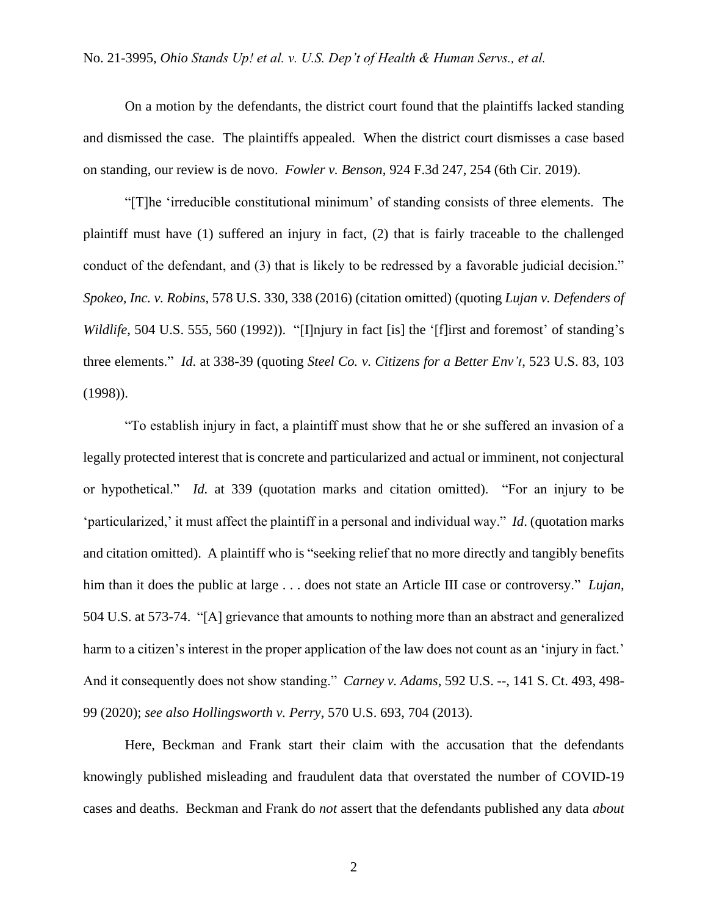On a motion by the defendants, the district court found that the plaintiffs lacked standing and dismissed the case. The plaintiffs appealed. When the district court dismisses a case based on standing, our review is de novo. *Fowler v. Benson*, 924 F.3d 247, 254 (6th Cir. 2019).

"[T]he 'irreducible constitutional minimum' of standing consists of three elements. The plaintiff must have (1) suffered an injury in fact, (2) that is fairly traceable to the challenged conduct of the defendant, and (3) that is likely to be redressed by a favorable judicial decision." *Spokeo, Inc. v. Robins*, 578 U.S. 330, 338 (2016) (citation omitted) (quoting *Lujan v. Defenders of Wildlife*, 504 U.S. 555, 560 (1992)). "[I]njury in fact [is] the '[f]irst and foremost' of standing's three elements." *Id.* at 338-39 (quoting *Steel Co. v. Citizens for a Better Env't*, 523 U.S. 83, 103 (1998)).

"To establish injury in fact, a plaintiff must show that he or she suffered an invasion of a legally protected interest that is concrete and particularized and actual or imminent, not conjectural or hypothetical." *Id.* at 339 (quotation marks and citation omitted). "For an injury to be 'particularized,' it must affect the plaintiff in a personal and individual way." *Id*. (quotation marks and citation omitted). A plaintiff who is "seeking relief that no more directly and tangibly benefits him than it does the public at large . . . does not state an Article III case or controversy." *Lujan*, 504 U.S. at 573-74. "[A] grievance that amounts to nothing more than an abstract and generalized harm to a citizen's interest in the proper application of the law does not count as an 'injury in fact.' And it consequently does not show standing." *Carney v. Adams*, 592 U.S. --, 141 S. Ct. 493, 498-99 (2020); *see also Hollingsworth v. Perry*, 570 U.S. 693, 704 (2013).

Here, Beckman and Frank start their claim with the accusation that the defendants knowingly published misleading and fraudulent data that overstated the number of COVID-19 cases and deaths. Beckman and Frank do *not* assert that the defendants published any data *about*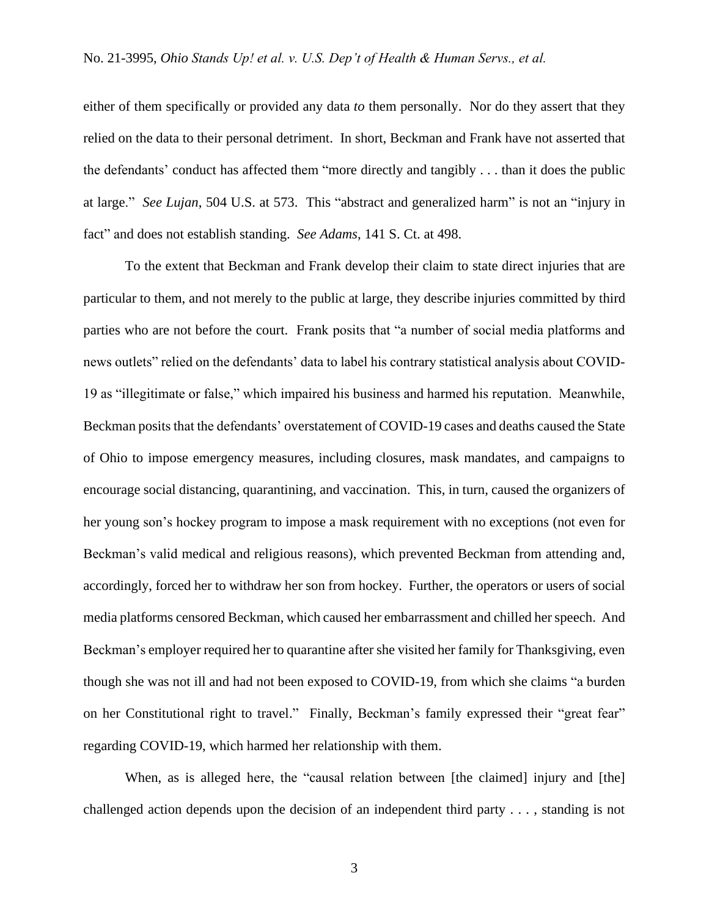either of them specifically or provided any data *to* them personally. Nor do they assert that they relied on the data to their personal detriment. In short, Beckman and Frank have not asserted that the defendants' conduct has affected them "more directly and tangibly . . . than it does the public at large." *See Lujan*, 504 U.S. at 573. This "abstract and generalized harm" is not an "injury in fact" and does not establish standing. *See Adams*, 141 S. Ct. at 498.

To the extent that Beckman and Frank develop their claim to state direct injuries that are particular to them, and not merely to the public at large, they describe injuries committed by third parties who are not before the court. Frank posits that "a number of social media platforms and news outlets" relied on the defendants' data to label his contrary statistical analysis about COVID-19 as "illegitimate or false," which impaired his business and harmed his reputation. Meanwhile, Beckman posits that the defendants' overstatement of COVID-19 cases and deaths caused the State of Ohio to impose emergency measures, including closures, mask mandates, and campaigns to encourage social distancing, quarantining, and vaccination. This, in turn, caused the organizers of her young son's hockey program to impose a mask requirement with no exceptions (not even for Beckman's valid medical and religious reasons), which prevented Beckman from attending and, accordingly, forced her to withdraw her son from hockey. Further, the operators or users of social media platforms censored Beckman, which caused her embarrassment and chilled her speech. And Beckman's employer required her to quarantine after she visited her family for Thanksgiving, even though she was not ill and had not been exposed to COVID-19, from which she claims "a burden on her Constitutional right to travel." Finally, Beckman's family expressed their "great fear" regarding COVID-19, which harmed her relationship with them.

When, as is alleged here, the "causal relation between [the claimed] injury and [the] challenged action depends upon the decision of an independent third party . . . , standing is not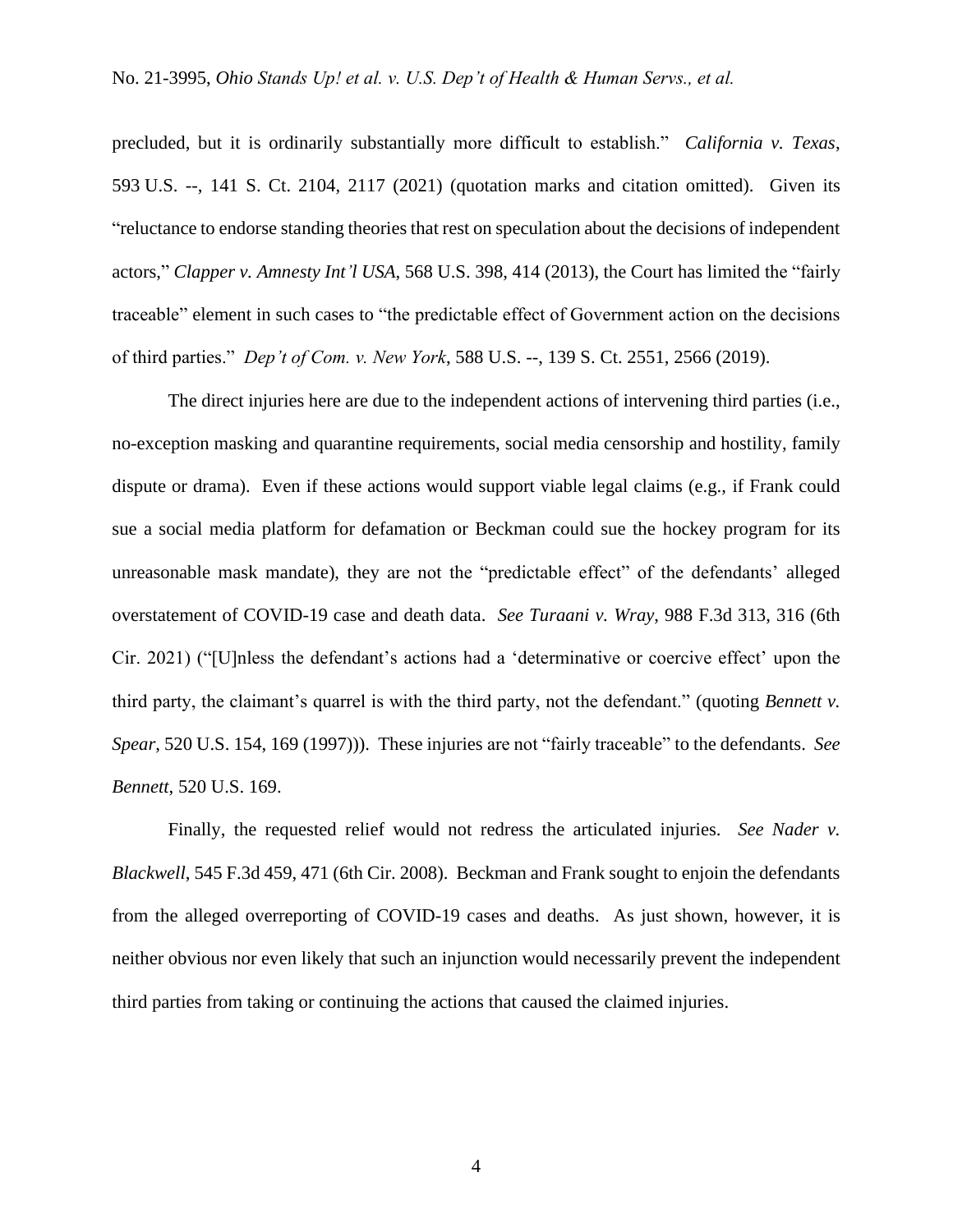precluded, but it is ordinarily substantially more difficult to establish." *California v. Texas*, 593 U.S. --, 141 S. Ct. 2104, 2117 (2021) (quotation marks and citation omitted). Given its "reluctance to endorse standing theories that rest on speculation about the decisions of independent actors," *Clapper v. Amnesty Int'l USA*, 568 U.S. 398, 414 (2013), the Court has limited the "fairly traceable" element in such cases to "the predictable effect of Government action on the decisions of third parties." *Dep't of Com. v. New York*, 588 U.S. --, 139 S. Ct. 2551, 2566 (2019).

The direct injuries here are due to the independent actions of intervening third parties (i.e., no-exception masking and quarantine requirements, social media censorship and hostility, family dispute or drama). Even if these actions would support viable legal claims (e.g., if Frank could sue a social media platform for defamation or Beckman could sue the hockey program for its unreasonable mask mandate), they are not the "predictable effect" of the defendants' alleged overstatement of COVID-19 case and death data. *See Turaani v. Wray*, 988 F.3d 313, 316 (6th Cir. 2021) ("[U]nless the defendant's actions had a 'determinative or coercive effect' upon the third party, the claimant's quarrel is with the third party, not the defendant." (quoting *Bennett v. Spear*, 520 U.S. 154, 169 (1997))). These injuries are not "fairly traceable" to the defendants. *See Bennett*, 520 U.S. 169.

Finally, the requested relief would not redress the articulated injuries. *See Nader v. Blackwell*, 545 F.3d 459, 471 (6th Cir. 2008). Beckman and Frank sought to enjoin the defendants from the alleged overreporting of COVID-19 cases and deaths. As just shown, however, it is neither obvious nor even likely that such an injunction would necessarily prevent the independent third parties from taking or continuing the actions that caused the claimed injuries.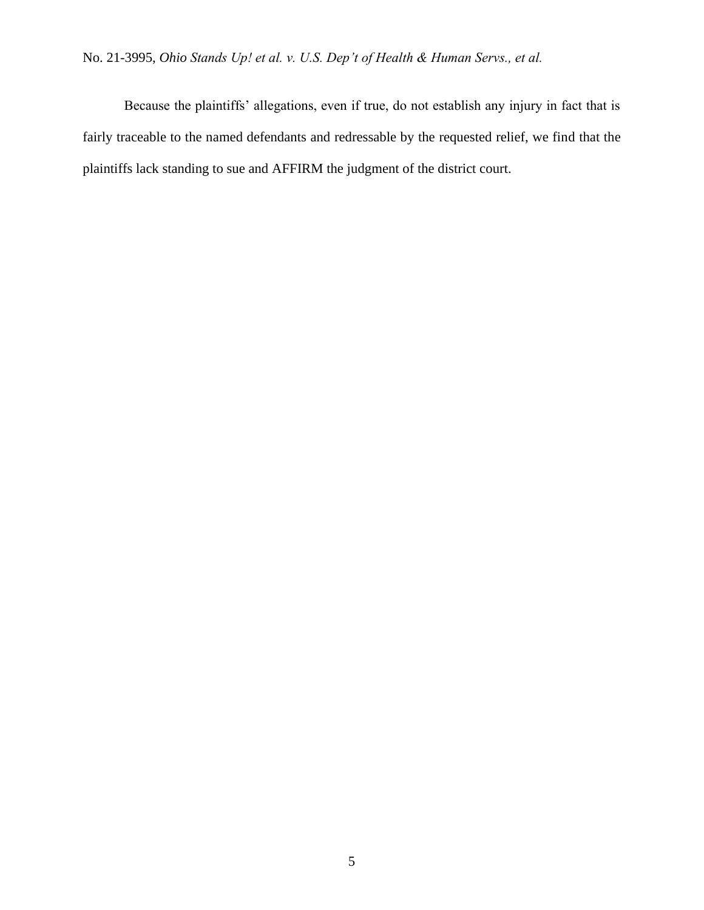Because the plaintiffs' allegations, even if true, do not establish any injury in fact that is fairly traceable to the named defendants and redressable by the requested relief, we find that the plaintiffs lack standing to sue and AFFIRM the judgment of the district court.